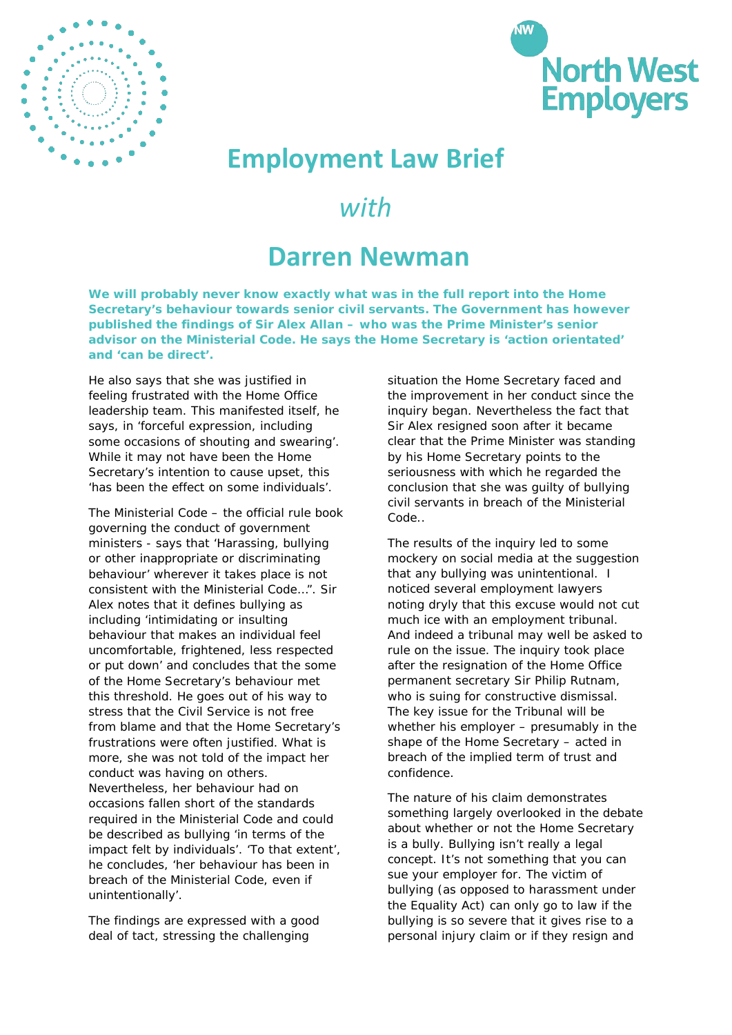North West Employers

# Employment Law Brief

*with*

# Darren Newman

**We will probably never know exactly what was in the full report into the Home Secretary's behaviour towards senior civil servants. The Government has however published the findings of Sir Alex Allan – who was the Prime Minister's senior advisor on the Ministerial Code. He says the Home Secretary is 'action orientated' and 'can be direct'.**

He also says that she was justified in feeling frustrated with the Home Office leadership team. This manifested itself, he says, in 'forceful expression, including some occasions of shouting and swearing'. While it may not have been the Home Secretary's intention to cause upset, this 'has been the effect on some individuals'.

The Ministerial Code – the official rule book governing the conduct of government ministers - says that 'Harassing, bullying or other inappropriate or discriminating behaviour' wherever it takes place is not consistent with the Ministerial Code…". Sir Alex notes that it defines bullying as including 'intimidating or insulting behaviour that makes an individual feel uncomfortable, frightened, less respected or put down' and concludes that the some of the Home Secretary's behaviour met this threshold. He goes out of his way to stress that the Civil Service is not free from blame and that the Home Secretary's frustrations were often justified. What is more, she was not told of the impact her conduct was having on others. Nevertheless, her behaviour had on occasions fallen short of the standards required in the Ministerial Code and could be described as bullying 'in terms of the impact felt by individuals'. 'To that extent', he concludes, 'her behaviour has been in breach of the Ministerial Code, even if unintentionally'.

The findings are expressed with a good deal of tact, stressing the challenging situation the Home Secretary faced and the improvement in her conduct since the inquiry began. Nevertheless the fact that Sir Alex resigned soon after it became clear that the Prime Minister was standing by his Home Secretary points to the seriousness with which he regarded the conclusion that she was guilty of bullying civil servants in breach of the Ministerial Code..

The results of the inquiry led to some mockery on social media at the suggestion that any bullying was unintentional. I noticed several employment lawyers noting dryly that this excuse would not cut much ice with an employment tribunal. And indeed a tribunal may well be asked to rule on the issue. The inquiry took place after the resignation of the Home Office permanent secretary Sir Philip Rutnam, who is suing for constructive dismissal. The key issue for the Tribunal will be whether his employer – presumably in the shape of the Home Secretary – acted in breach of the implied term of trust and confidence.

The nature of his claim demonstrates something largely overlooked in the debate about whether or not the Home Secretary is a bully. Bullying isn't really a legal concept. It's not something that you can sue your employer for. The victim of bullying (as opposed to harassment under the Equality Act) can only go to law if the bullying is so severe that it gives rise to a personal injury claim or if they resign and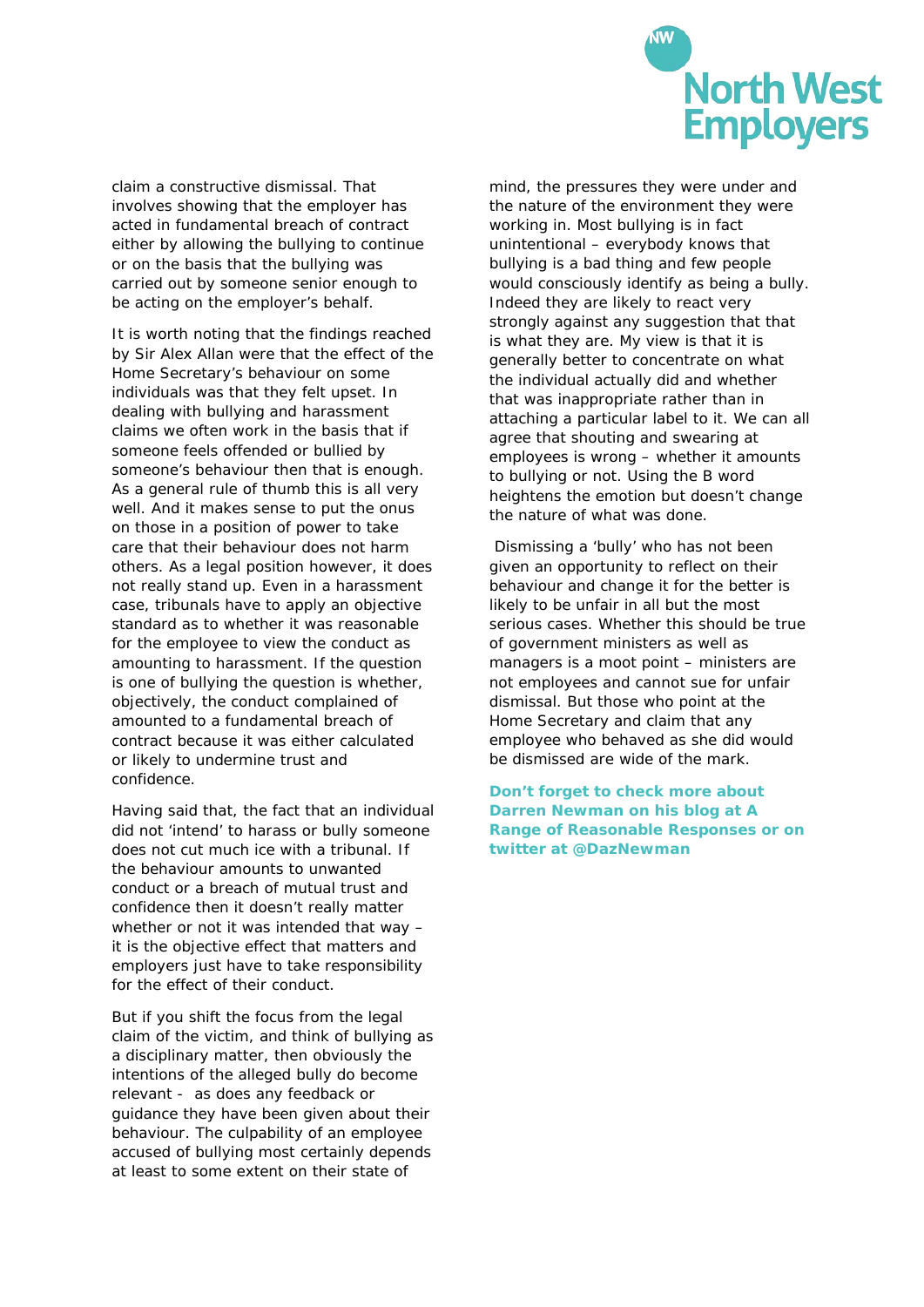claim a constructive dismissal. That involves showing that the employer has acted in fundamental breach of contract either by allowing the bullying to continue or on the basis that the bullying was carried out by someone senior enough to be acting on the employer's behalf.

It is worth noting that the findings reached by Sir Alex Allan were that the effect of the Home Secretary's behaviour on some individuals was that they felt upset. In dealing with bullying and harassment claims we often work in the basis that if someone feels offended or bullied by someone's behaviour then that is enough. As a general rule of thumb this is all very well. And it makes sense to put the onus on those in a position of power to take care that their behaviour does not harm others. As a legal position however, it does not really stand up. Even in a harassment case, tribunals have to apply an objective standard as to whether it was reasonable for the employee to view the conduct as amounting to harassment. If the question is one of bullying the question is whether, objectively, the conduct complained of amounted to a fundamental breach of contract because it was either calculated or likely to undermine trust and confidence.

Having said that, the fact that an individual did not 'intend' to harass or bully someone does not cut much ice with a tribunal. If the behaviour amounts to unwanted conduct or a breach of mutual trust and confidence then it doesn't really matter whether or not it was intended that way – it is the objective effect that matters and employers just have to take responsibility for the effect of their conduct.

But if you shift the focus from the legal claim of the victim, and think of bullying as a disciplinary matter, then obviously the intentions of the alleged bully do become relevant - as does any feedback or guidance they have been given about their behaviour. The culpability of an employee accused of bullying most certainly depends at least to some extent on their state of mind, the pressures they were under and the nature of the environment they were working in. Most bullying is in fact unintentional – everybody knows that bullying is a bad thing and few people would consciously identify as being a bully. Indeed they are likely to react very strongly against any suggestion that that is what they are. My view is that it is generally better to concentrate on what the individual actually did and whether that was inappropriate rather than in attaching a particular label to it. We can all agree that shouting and swearing at employees is wrong – whether it amounts to bullying or not. Using the B word heightens the emotion but doesn't change the nature of what was done.

Dismissing a 'bully' who has not been given an opportunity to reflect on their behaviour and change it for the better is likely to be unfair in all but the most serious cases. Whether this should be true of government ministers as well as managers is a moot point – ministers are not employees and cannot sue for unfair dismissal. But those who point at the Home Secretary and claim that any employee who behaved as she did would be dismissed are wide of the mark.

**Don't forget to check more about Darren Newman on his blog at A Range of Reasonable Responses or on twitter at @DazNewman**